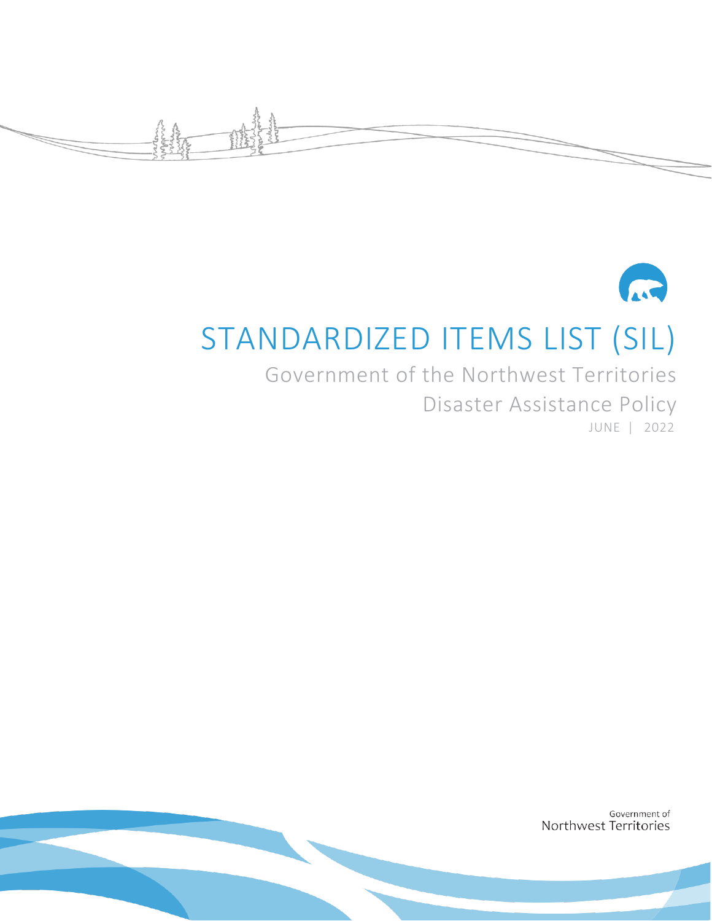# STANDARDIZED ITEMS LIST (SIL)

Government of the Northwest Territories

Disaster Assistance Policy

JUNE | 2022

Government of
Northwest Territories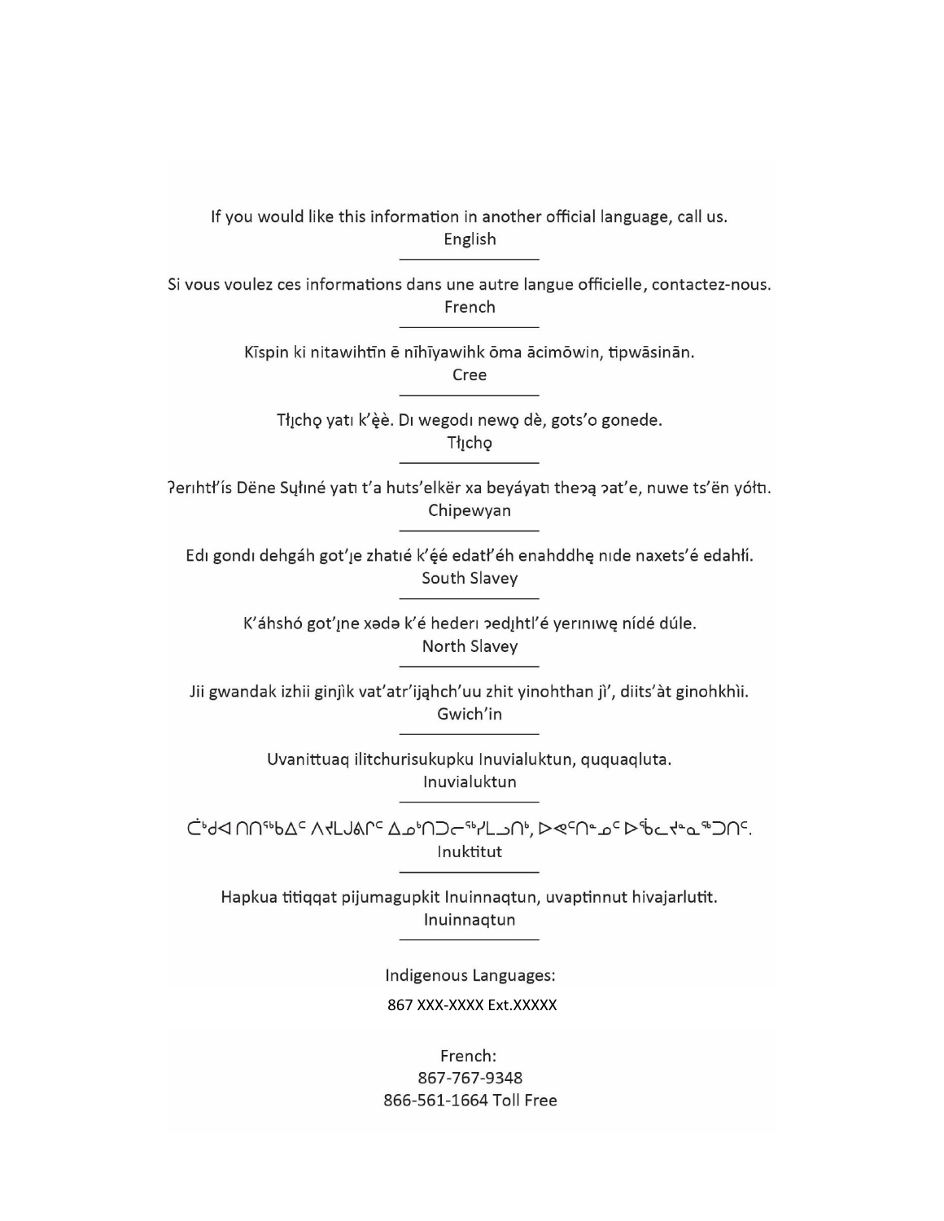If you would like this information in another official language, call us.
English

---

Si vous voulez ces informations dans une autre langue officielle, contactez-nous.
French

---

Kīspin ki nitawihtīn ē nīhīyawihk ōma ācimōwin, tipwāsinān.
Cree

---

Tłı̨chǫ yatı k'ę̀ę̀. Dı wegodı newǫ dè, gots'o gonede.
Tłı̨chǫ

---

ʔerıhtł'ís Dëne Sųłıné yatı t'a huts'elkër xa beyáyatı theɂą ɂat'e, nuwe ts'ën yółtı.
Chipewyan

---

Edı gondı dehgáh got'ı̨e zhatıé k'ę́ę́ edatł'éh enahddhę nıde naxets'é edahłí.
South Slavey

---

K'áhshó got'ı̨ne xədə k'é hederı ɂedı̨htl'é yerınıwę nídé dúle.
North Slavey

---

Jii gwandak izhii ginjìk vat'atr'ijąhch'uu zhit yinohthan jì', diits'àt ginohkhìi.
Gwich'in

---

Uvanittuaq ilitchurisukupku Inuvialuktun, ququaqluta.
Inuvialuktun

---

ᑖᒃᑯᐊ ᑎᑎᕐᒃᑲᐃᑦ ᐱᔪᒪᒍᕕᒋᑦ ᐃᓄᒃᑎᑐᓕᕐᓯᒪᓗᑎᒃ, ᐅᕙᑦᑎᓐᓄᑦ ᐅᖄᓚᔪᓐᓇᖅᑐᑎᑦ.
Inuktitut

---

Hapkua titiqqat pijumagupkit Inuinnaqtun, uvaptinnut hivajarlutit.
Inuinnaqtun

---

Indigenous Languages:

867 XXX-XXXX Ext.XXXXX

French:
867-767-9348
866-561-1664 Toll Free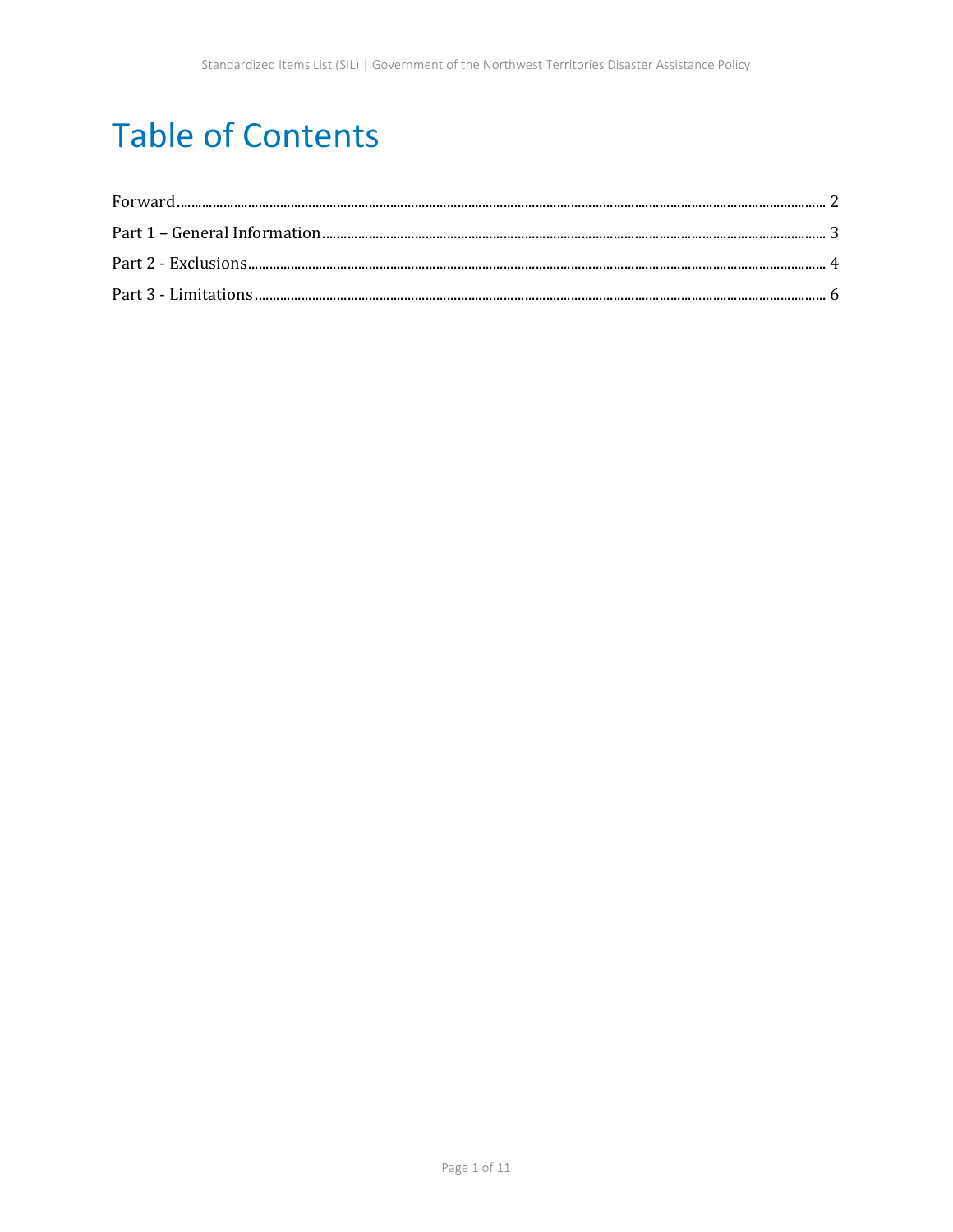# Table of Contents

Forward........................................................................................................ 2

Part 1 – General Information.......................................................................... 3

Part 2 - Exclusions......................................................................................... 4

Part 3 - Limitations........................................................................................ 6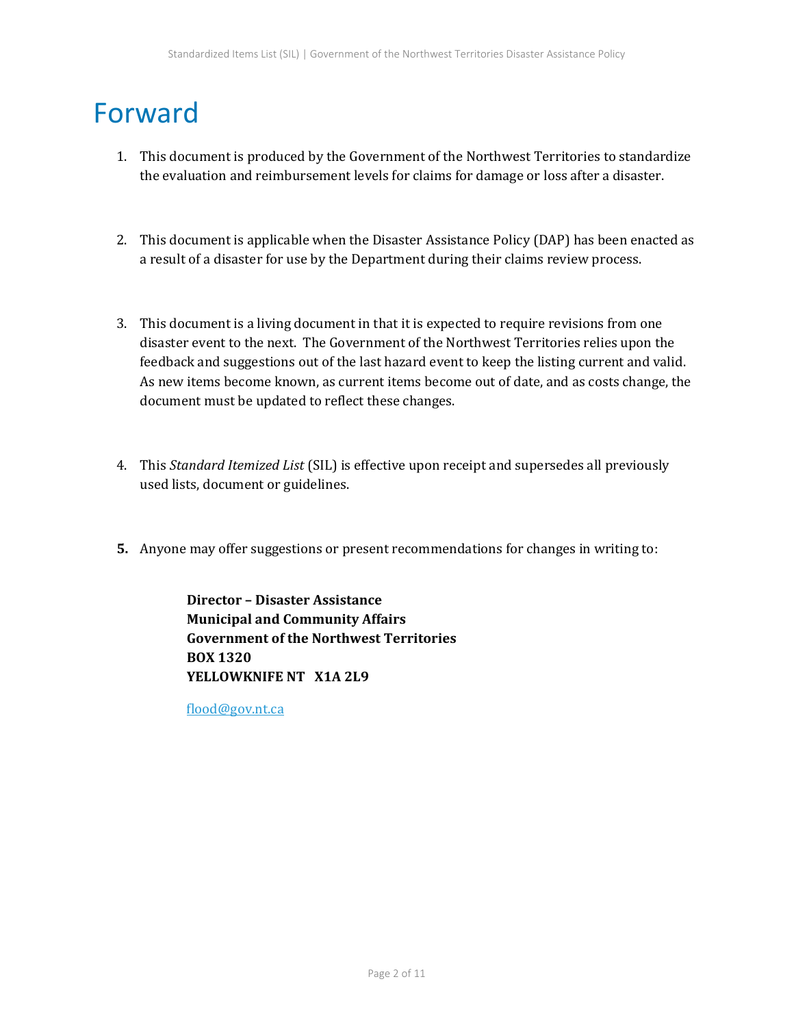# Forward

1. This document is produced by the Government of the Northwest Territories to standardize the evaluation and reimbursement levels for claims for damage or loss after a disaster.

2. This document is applicable when the Disaster Assistance Policy (DAP) has been enacted as a result of a disaster for use by the Department during their claims review process.

3. This document is a living document in that it is expected to require revisions from one disaster event to the next. The Government of the Northwest Territories relies upon the feedback and suggestions out of the last hazard event to keep the listing current and valid. As new items become known, as current items become out of date, and as costs change, the document must be updated to reflect these changes.

4. This *Standard Itemized List* (SIL) is effective upon receipt and supersedes all previously used lists, document or guidelines.

5. Anyone may offer suggestions or present recommendations for changes in writing to:

   **Director – Disaster Assistance**
   **Municipal and Community Affairs**
   **Government of the Northwest Territories**
   **BOX 1320**
   **YELLOWKNIFE NT X1A 2L9**

   flood@gov.nt.ca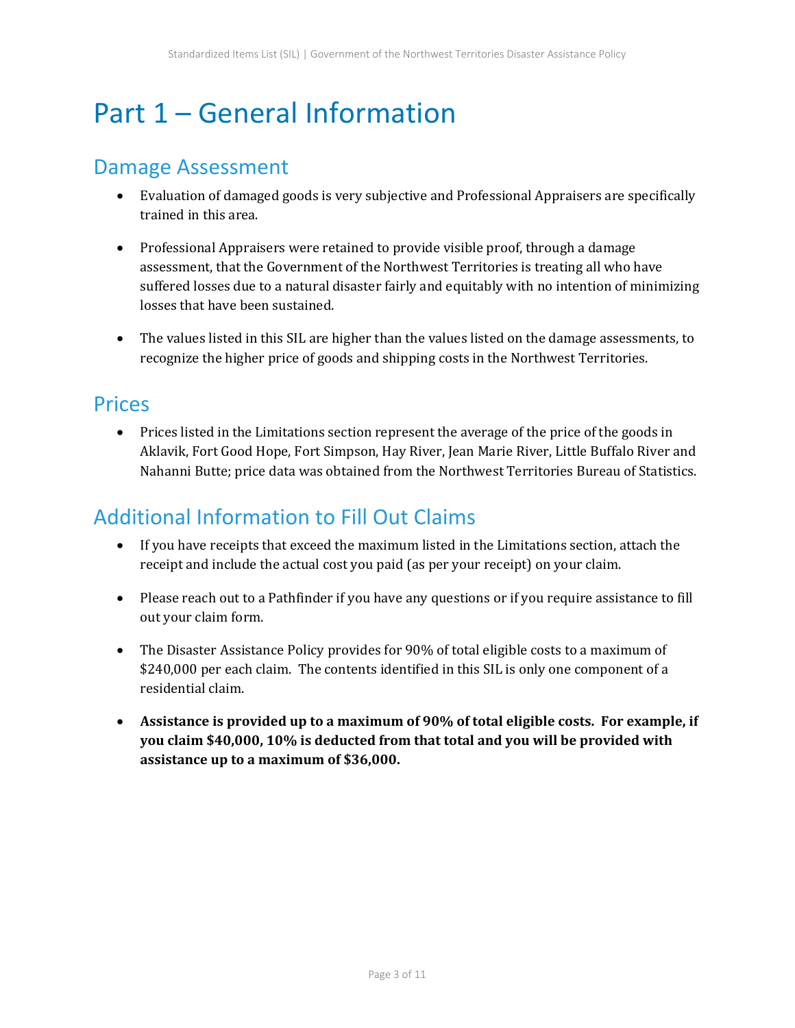# Part 1 – General Information

## Damage Assessment

- Evaluation of damaged goods is very subjective and Professional Appraisers are specifically trained in this area.

- Professional Appraisers were retained to provide visible proof, through a damage assessment, that the Government of the Northwest Territories is treating all who have suffered losses due to a natural disaster fairly and equitably with no intention of minimizing losses that have been sustained.

- The values listed in this SIL are higher than the values listed on the damage assessments, to recognize the higher price of goods and shipping costs in the Northwest Territories.

## Prices

- Prices listed in the Limitations section represent the average of the price of the goods in Aklavik, Fort Good Hope, Fort Simpson, Hay River, Jean Marie River, Little Buffalo River and Nahanni Butte; price data was obtained from the Northwest Territories Bureau of Statistics.

## Additional Information to Fill Out Claims

- If you have receipts that exceed the maximum listed in the Limitations section, attach the receipt and include the actual cost you paid (as per your receipt) on your claim.

- Please reach out to a Pathfinder if you have any questions or if you require assistance to fill out your claim form.

- The Disaster Assistance Policy provides for 90% of total eligible costs to a maximum of $240,000 per each claim. The contents identified in this SIL is only one component of a residential claim.

- **Assistance is provided up to a maximum of 90% of total eligible costs. For example, if you claim $40,000, 10% is deducted from that total and you will be provided with assistance up to a maximum of $36,000.**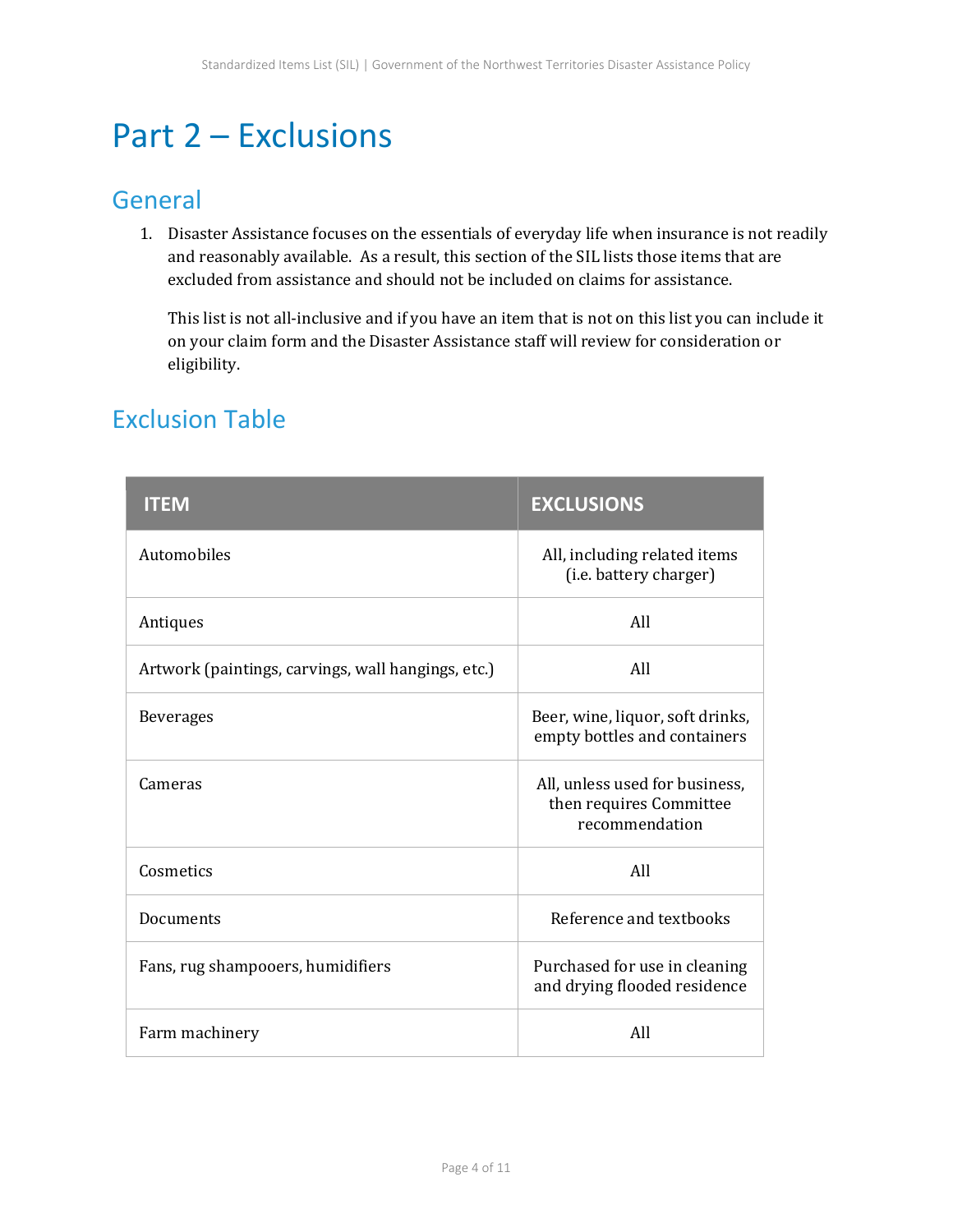# Part 2 – Exclusions

## General

1. Disaster Assistance focuses on the essentials of everyday life when insurance is not readily and reasonably available. As a result, this section of the SIL lists those items that are excluded from assistance and should not be included on claims for assistance.

   This list is not all-inclusive and if you have an item that is not on this list you can include it on your claim form and the Disaster Assistance staff will review for consideration or eligibility.

## Exclusion Table

| ITEM | EXCLUSIONS |
|---|---|
| Automobiles | All, including related items (i.e. battery charger) |
| Antiques | All |
| Artwork (paintings, carvings, wall hangings, etc.) | All |
| Beverages | Beer, wine, liquor, soft drinks, empty bottles and containers |
| Cameras | All, unless used for business, then requires Committee recommendation |
| Cosmetics | All |
| Documents | Reference and textbooks |
| Fans, rug shampooers, humidifiers | Purchased for use in cleaning and drying flooded residence |
| Farm machinery | All |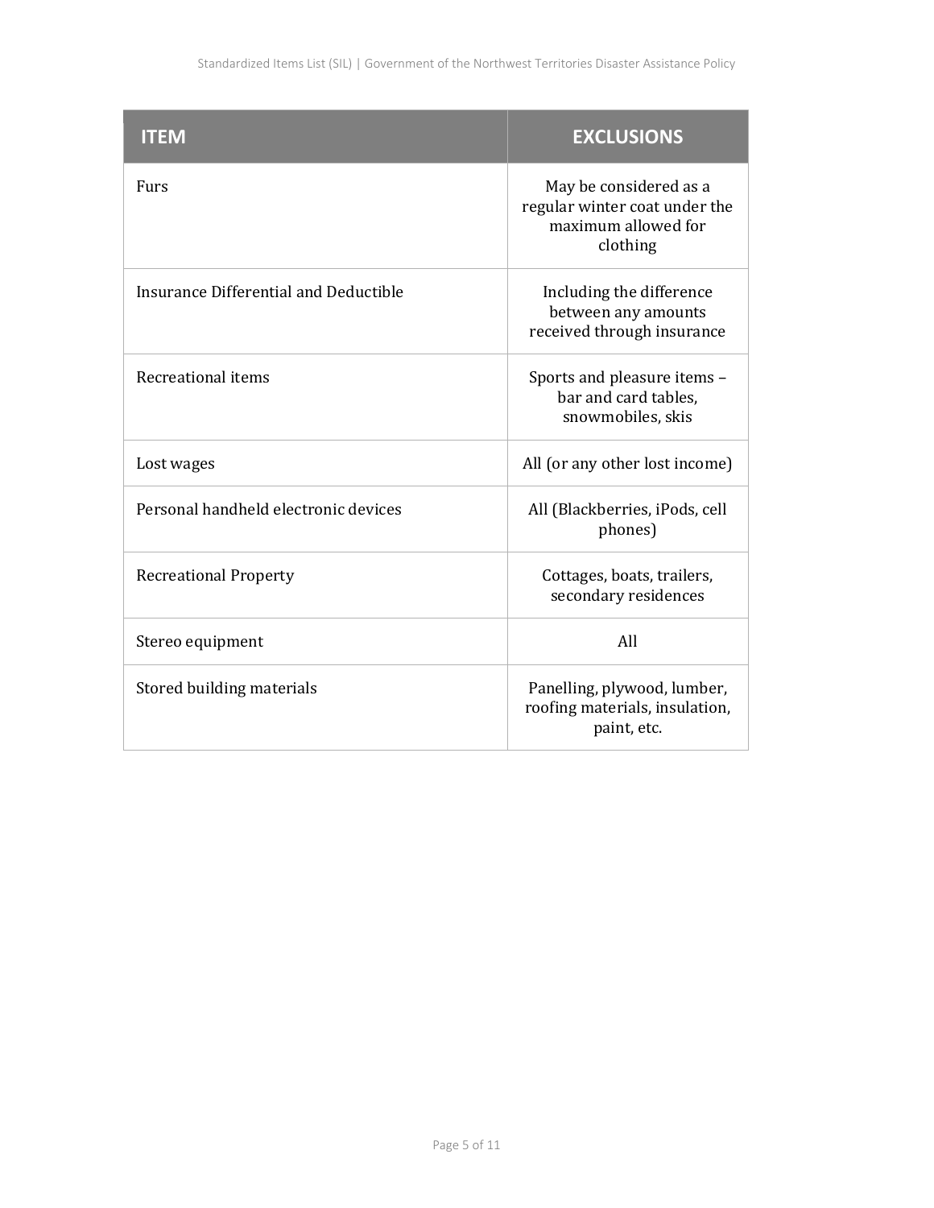| ITEM | EXCLUSIONS |
| --- | --- |
| Furs | May be considered as a regular winter coat under the maximum allowed for clothing |
| Insurance Differential and Deductible | Including the difference between any amounts received through insurance |
| Recreational items | Sports and pleasure items – bar and card tables, snowmobiles, skis |
| Lost wages | All (or any other lost income) |
| Personal handheld electronic devices | All (Blackberries, iPods, cell phones) |
| Recreational Property | Cottages, boats, trailers, secondary residences |
| Stereo equipment | All |
| Stored building materials | Panelling, plywood, lumber, roofing materials, insulation, paint, etc. |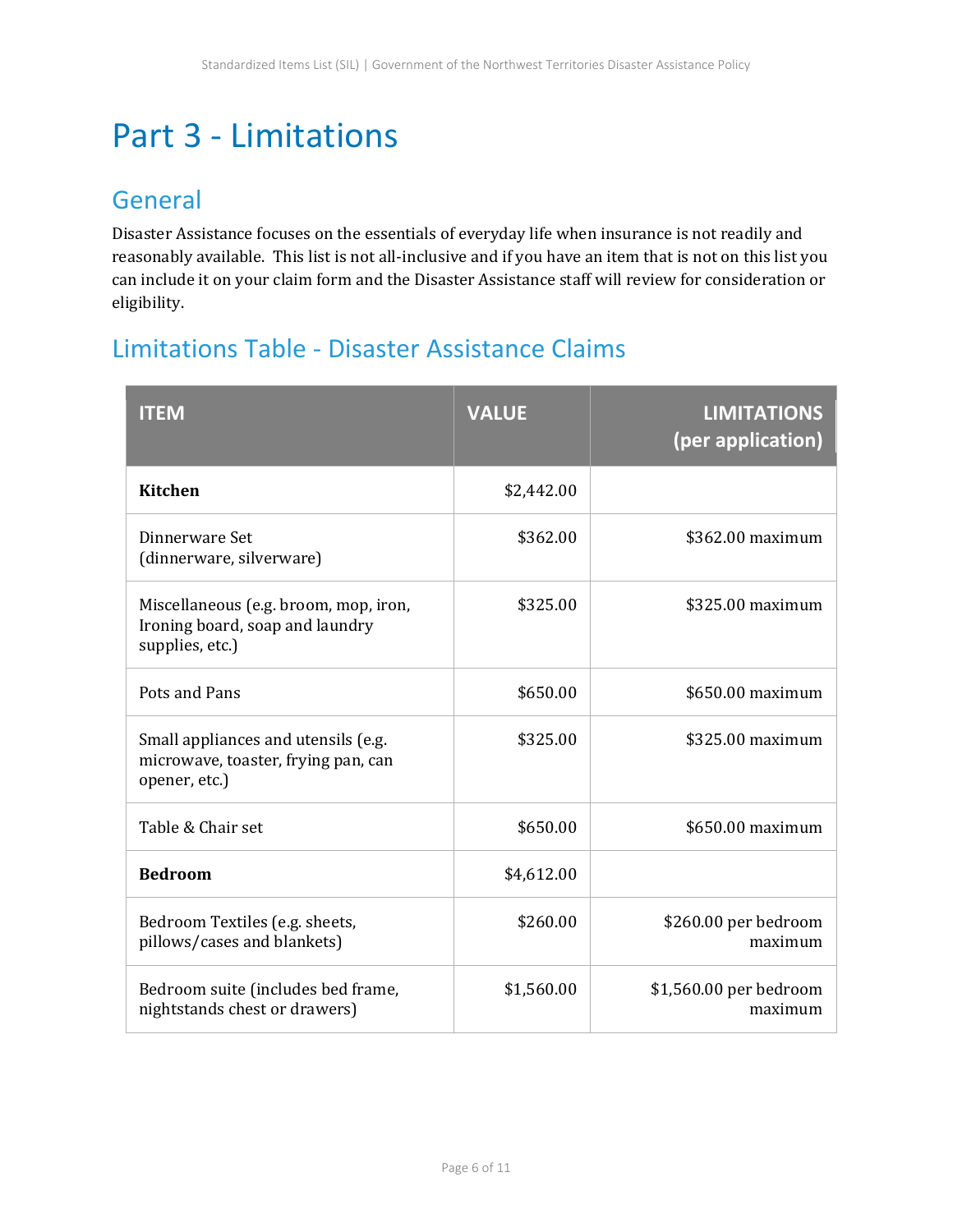# Part 3 - Limitations

## General

Disaster Assistance focuses on the essentials of everyday life when insurance is not readily and reasonably available. This list is not all-inclusive and if you have an item that is not on this list you can include it on your claim form and the Disaster Assistance staff will review for consideration or eligibility.

## Limitations Table - Disaster Assistance Claims

| ITEM | VALUE | LIMITATIONS (per application) |
|---|---|---|
| **Kitchen** | $2,442.00 | |
| Dinnerware Set (dinnerware, silverware) | $362.00 | $362.00 maximum |
| Miscellaneous (e.g. broom, mop, iron, Ironing board, soap and laundry supplies, etc.) | $325.00 | $325.00 maximum |
| Pots and Pans | $650.00 | $650.00 maximum |
| Small appliances and utensils (e.g. microwave, toaster, frying pan, can opener, etc.) | $325.00 | $325.00 maximum |
| Table & Chair set | $650.00 | $650.00 maximum |
| **Bedroom** | $4,612.00 | |
| Bedroom Textiles (e.g. sheets, pillows/cases and blankets) | $260.00 | $260.00 per bedroom maximum |
| Bedroom suite (includes bed frame, nightstands chest or drawers) | $1,560.00 | $1,560.00 per bedroom maximum |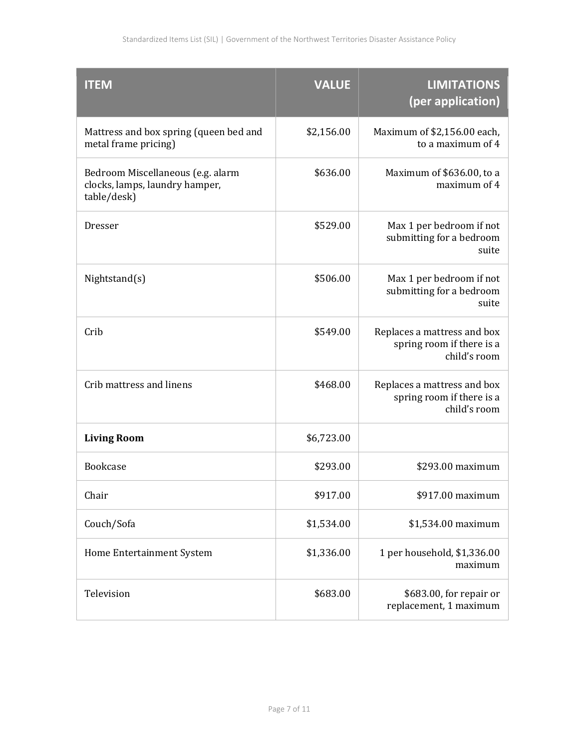| ITEM | VALUE | LIMITATIONS (per application) |
|---|---|---|
| Mattress and box spring (queen bed and metal frame pricing) | $2,156.00 | Maximum of $2,156.00 each, to a maximum of 4 |
| Bedroom Miscellaneous (e.g. alarm clocks, lamps, laundry hamper, table/desk) | $636.00 | Maximum of $636.00, to a maximum of 4 |
| Dresser | $529.00 | Max 1 per bedroom if not submitting for a bedroom suite |
| Nightstand(s) | $506.00 | Max 1 per bedroom if not submitting for a bedroom suite |
| Crib | $549.00 | Replaces a mattress and box spring room if there is a child's room |
| Crib mattress and linens | $468.00 | Replaces a mattress and box spring room if there is a child's room |
| **Living Room** | $6,723.00 | |
| Bookcase | $293.00 | $293.00 maximum |
| Chair | $917.00 | $917.00 maximum |
| Couch/Sofa | $1,534.00 | $1,534.00 maximum |
| Home Entertainment System | $1,336.00 | 1 per household, $1,336.00 maximum |
| Television | $683.00 | $683.00, for repair or replacement, 1 maximum |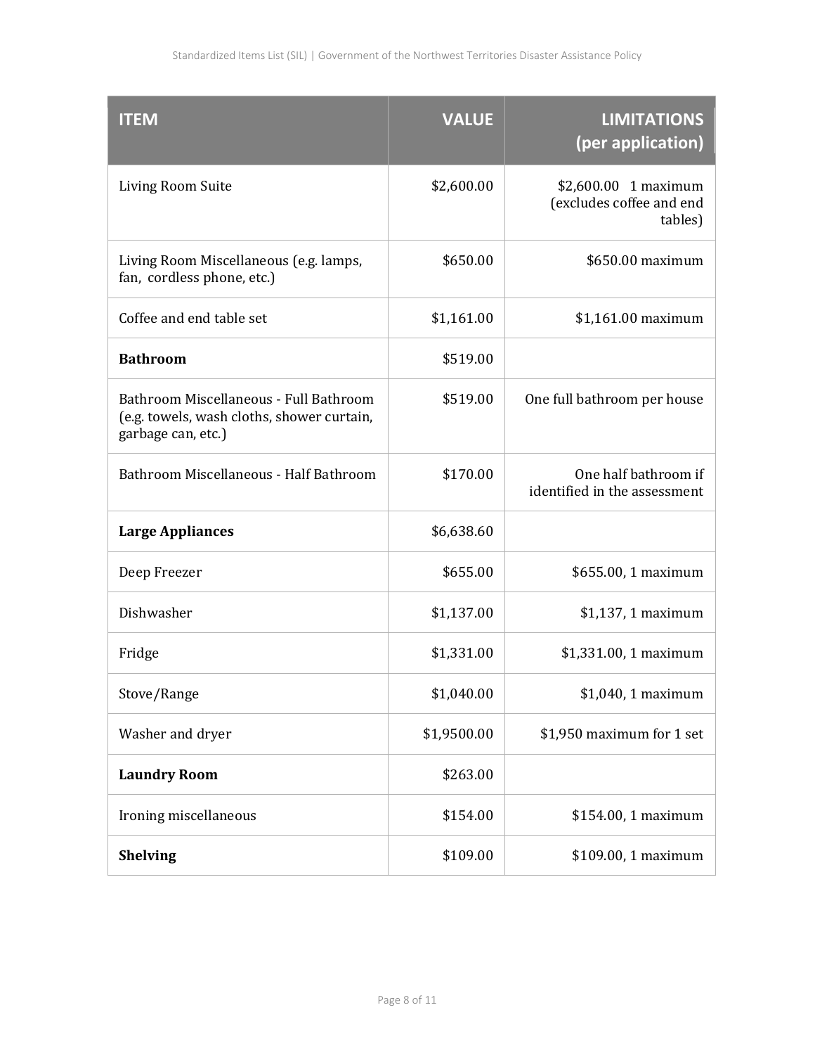| **ITEM** | **VALUE** | **LIMITATIONS (per application)** |
|---|---|---|
| Living Room Suite | $2,600.00 | $2,600.00 1 maximum (excludes coffee and end tables) |
| Living Room Miscellaneous (e.g. lamps, fan, cordless phone, etc.) | $650.00 | $650.00 maximum |
| Coffee and end table set | $1,161.00 | $1,161.00 maximum |
| **Bathroom** | $519.00 | |
| Bathroom Miscellaneous - Full Bathroom (e.g. towels, wash cloths, shower curtain, garbage can, etc.) | $519.00 | One full bathroom per house |
| Bathroom Miscellaneous - Half Bathroom | $170.00 | One half bathroom if identified in the assessment |
| **Large Appliances** | $6,638.60 | |
| Deep Freezer | $655.00 | $655.00, 1 maximum |
| Dishwasher | $1,137.00 | $1,137, 1 maximum |
| Fridge | $1,331.00 | $1,331.00, 1 maximum |
| Stove/Range | $1,040.00 | $1,040, 1 maximum |
| Washer and dryer | $1,9500.00 | $1,950 maximum for 1 set |
| **Laundry Room** | $263.00 | |
| Ironing miscellaneous | $154.00 | $154.00, 1 maximum |
| **Shelving** | $109.00 | $109.00, 1 maximum |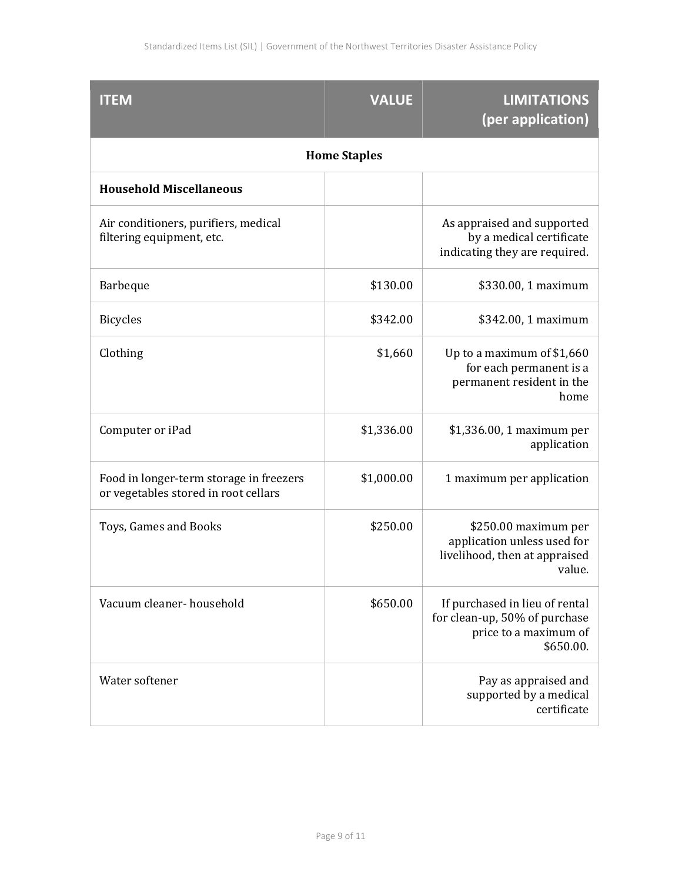| ITEM | VALUE | LIMITATIONS (per application) |
| --- | --- | --- |
| **Home Staples** | | |
| **Household Miscellaneous** | | |
| Air conditioners, purifiers, medical filtering equipment, etc. | | As appraised and supported by a medical certificate indicating they are required. |
| Barbeque | $130.00 | $330.00, 1 maximum |
| Bicycles | $342.00 | $342.00, 1 maximum |
| Clothing | $1,660 | Up to a maximum of $1,660 for each permanent is a permanent resident in the home |
| Computer or iPad | $1,336.00 | $1,336.00, 1 maximum per application |
| Food in longer-term storage in freezers or vegetables stored in root cellars | $1,000.00 | 1 maximum per application |
| Toys, Games and Books | $250.00 | $250.00 maximum per application unless used for livelihood, then at appraised value. |
| Vacuum cleaner- household | $650.00 | If purchased in lieu of rental for clean-up, 50% of purchase price to a maximum of $650.00. |
| Water softener | | Pay as appraised and supported by a medical certificate |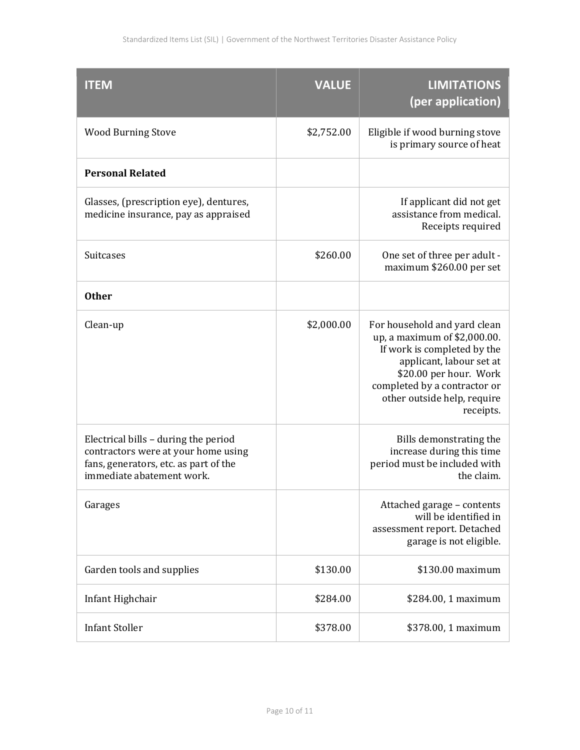| ITEM | VALUE | LIMITATIONS (per application) |
|---|---|---|
| Wood Burning Stove | $2,752.00 | Eligible if wood burning stove is primary source of heat |
| **Personal Related** | | |
| Glasses, (prescription eye), dentures, medicine insurance, pay as appraised | | If applicant did not get assistance from medical. Receipts required |
| Suitcases | $260.00 | One set of three per adult - maximum $260.00 per set |
| **Other** | | |
| Clean-up | $2,000.00 | For household and yard clean up, a maximum of $2,000.00. If work is completed by the applicant, labour set at $20.00 per hour. Work completed by a contractor or other outside help, require receipts. |
| Electrical bills – during the period contractors were at your home using fans, generators, etc. as part of the immediate abatement work. | | Bills demonstrating the increase during this time period must be included with the claim. |
| Garages | | Attached garage – contents will be identified in assessment report. Detached garage is not eligible. |
| Garden tools and supplies | $130.00 | $130.00 maximum |
| Infant Highchair | $284.00 | $284.00, 1 maximum |
| Infant Stoller | $378.00 | $378.00, 1 maximum |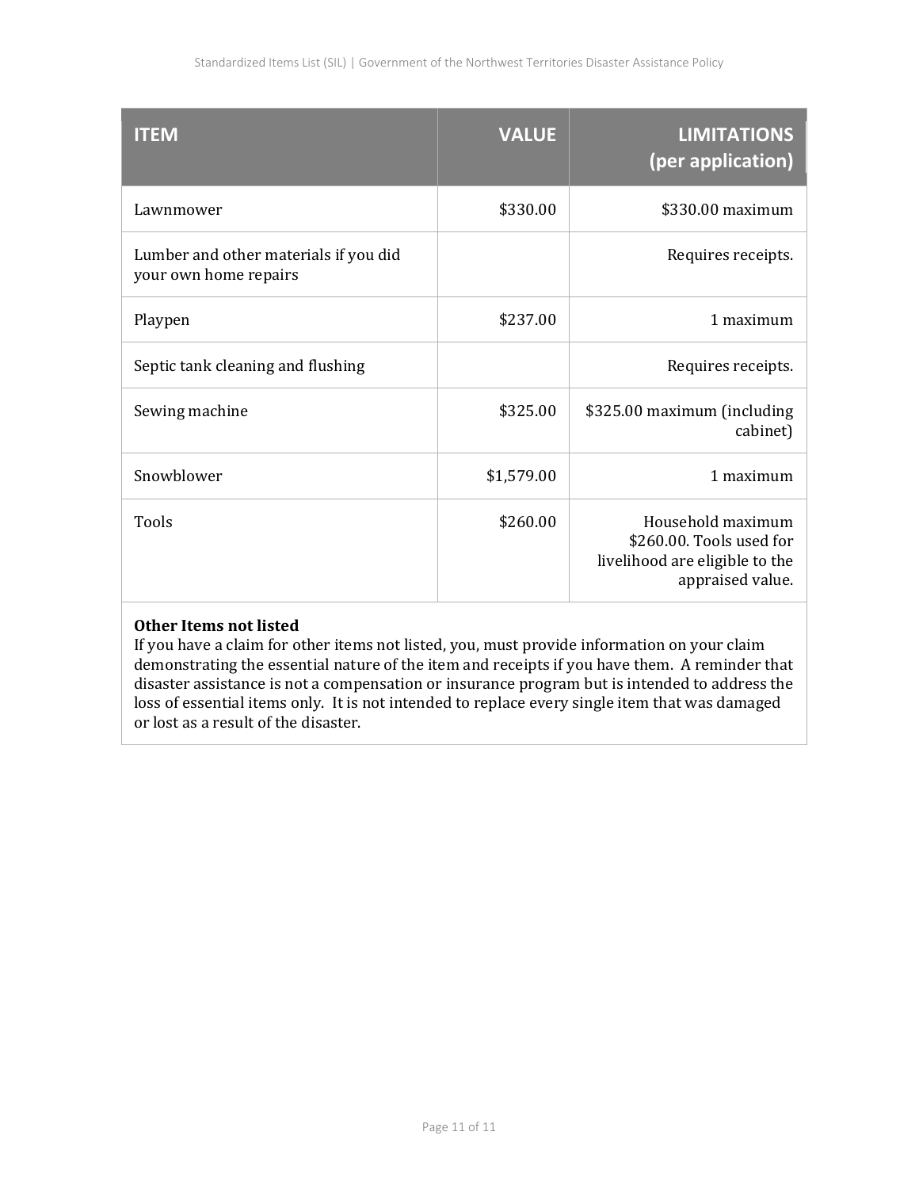| ITEM | VALUE | LIMITATIONS (per application) |
| --- | --- | --- |
| Lawnmower | $330.00 | $330.00 maximum |
| Lumber and other materials if you did your own home repairs | | Requires receipts. |
| Playpen | $237.00 | 1 maximum |
| Septic tank cleaning and flushing | | Requires receipts. |
| Sewing machine | $325.00 | $325.00 maximum (including cabinet) |
| Snowblower | $1,579.00 | 1 maximum |
| Tools | $260.00 | Household maximum $260.00. Tools used for livelihood are eligible to the appraised value. |

**Other Items not listed**
If you have a claim for other items not listed, you, must provide information on your claim demonstrating the essential nature of the item and receipts if you have them. A reminder that disaster assistance is not a compensation or insurance program but is intended to address the loss of essential items only. It is not intended to replace every single item that was damaged or lost as a result of the disaster.